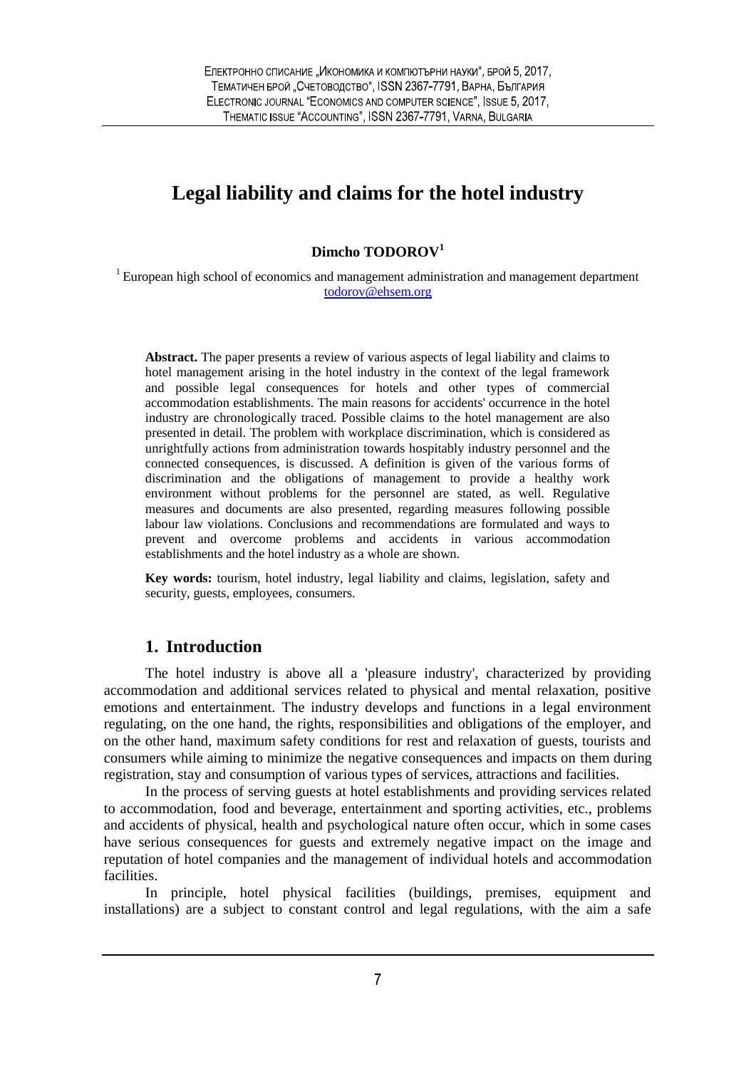# Legal liability and claims for the hotel industry

**Dimcho TODOROV**[1]

[1] European high school of economics and management administration and management department
todorov@ehsem.org

**Abstract.** The paper presents a review of various aspects of legal liability and claims to hotel management arising in the hotel industry in the context of the legal framework and possible legal consequences for hotels and other types of commercial accommodation establishments. The main reasons for accidents' occurrence in the hotel industry are chronologically traced. Possible claims to the hotel management are also presented in detail. The problem with workplace discrimination, which is considered as unrightfully actions from administration towards hospitably industry personnel and the connected consequences, is discussed. A definition is given of the various forms of discrimination and the obligations of management to provide a healthy work environment without problems for the personnel are stated, as well. Regulative measures and documents are also presented, regarding measures following possible labour law violations. Conclusions and recommendations are formulated and ways to prevent and overcome problems and accidents in various accommodation establishments and the hotel industry as a whole are shown.

**Key words:** tourism, hotel industry, legal liability and claims, legislation, safety and security, guests, employees, consumers.

## 1. Introduction

The hotel industry is above all a 'pleasure industry', characterized by providing accommodation and additional services related to physical and mental relaxation, positive emotions and entertainment. The industry develops and functions in a legal environment regulating, on the one hand, the rights, responsibilities and obligations of the employer, and on the other hand, maximum safety conditions for rest and relaxation of guests, tourists and consumers while aiming to minimize the negative consequences and impacts on them during registration, stay and consumption of various types of services, attractions and facilities.

In the process of serving guests at hotel establishments and providing services related to accommodation, food and beverage, entertainment and sporting activities, etc., problems and accidents of physical, health and psychological nature often occur, which in some cases have serious consequences for guests and extremely negative impact on the image and reputation of hotel companies and the management of individual hotels and accommodation facilities.

In principle, hotel physical facilities (buildings, premises, equipment and installations) are a subject to constant control and legal regulations, with the aim a safe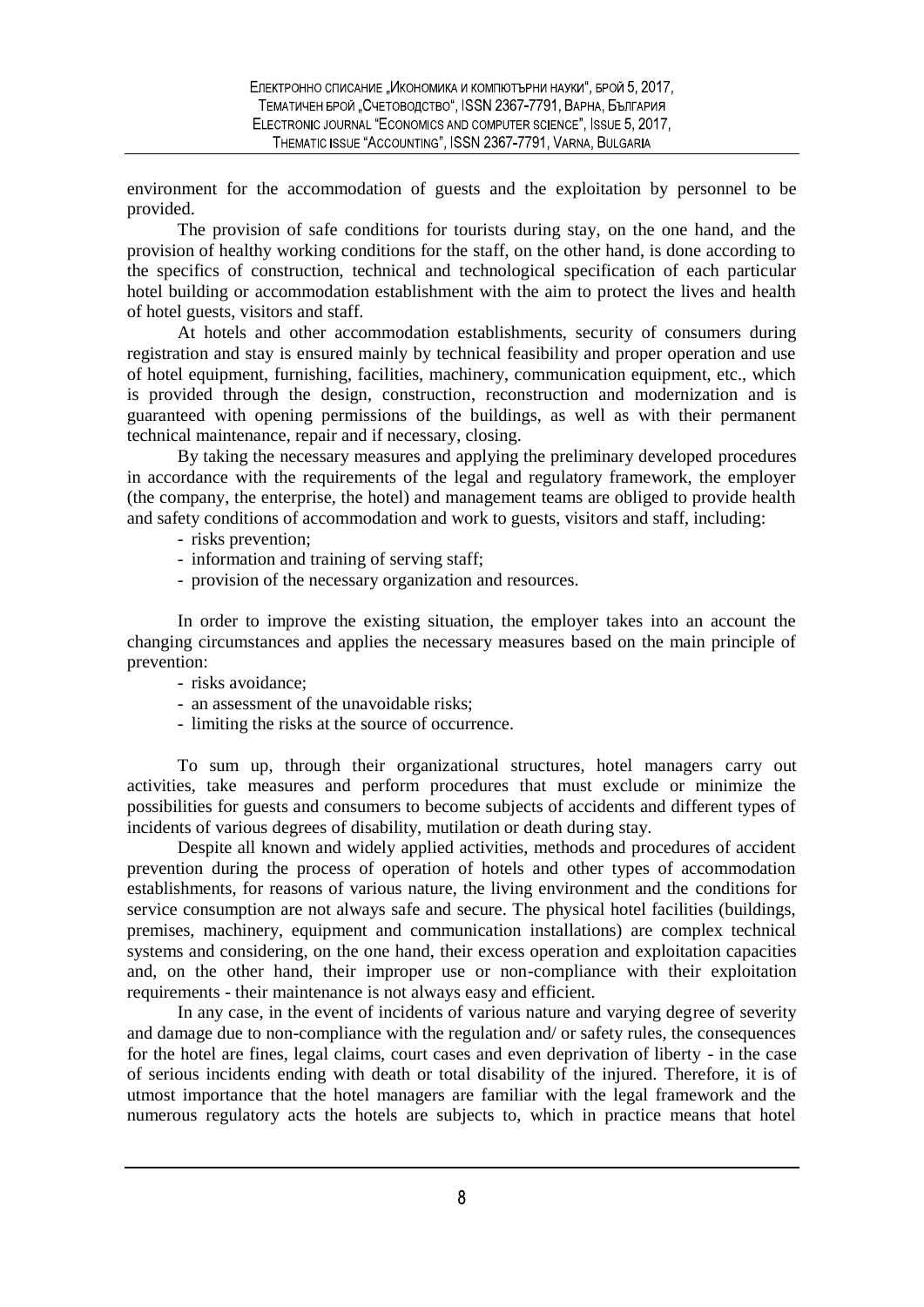environment for the accommodation of guests and the exploitation by personnel to be provided.

The provision of safe conditions for tourists during stay, on the one hand, and the provision of healthy working conditions for the staff, on the other hand, is done according to the specifics of construction, technical and technological specification of each particular hotel building or accommodation establishment with the aim to protect the lives and health of hotel guests, visitors and staff.

At hotels and other accommodation establishments, security of consumers during registration and stay is ensured mainly by technical feasibility and proper operation and use of hotel equipment, furnishing, facilities, machinery, communication equipment, etc., which is provided through the design, construction, reconstruction and modernization and is guaranteed with opening permissions of the buildings, as well as with their permanent technical maintenance, repair and if necessary, closing.

By taking the necessary measures and applying the preliminary developed procedures in accordance with the requirements of the legal and regulatory framework, the employer (the company, the enterprise, the hotel) and management teams are obliged to provide health and safety conditions of accommodation and work to guests, visitors and staff, including:

- risks prevention;
- information and training of serving staff;
- provision of the necessary organization and resources.

In order to improve the existing situation, the employer takes into an account the changing circumstances and applies the necessary measures based on the main principle of prevention:

- risks avoidance;
- an assessment of the unavoidable risks;
- limiting the risks at the source of occurrence.

To sum up, through their organizational structures, hotel managers carry out activities, take measures and perform procedures that must exclude or minimize the possibilities for guests and consumers to become subjects of accidents and different types of incidents of various degrees of disability, mutilation or death during stay.

Despite all known and widely applied activities, methods and procedures of accident prevention during the process of operation of hotels and other types of accommodation establishments, for reasons of various nature, the living environment and the conditions for service consumption are not always safe and secure. The physical hotel facilities (buildings, premises, machinery, equipment and communication installations) are complex technical systems and considering, on the one hand, their excess operation and exploitation capacities and, on the other hand, their improper use or non-compliance with their exploitation requirements - their maintenance is not always easy and efficient.

In any case, in the event of incidents of various nature and varying degree of severity and damage due to non-compliance with the regulation and/ or safety rules, the consequences for the hotel are fines, legal claims, court cases and even deprivation of liberty - in the case of serious incidents ending with death or total disability of the injured. Therefore, it is of utmost importance that the hotel managers are familiar with the legal framework and the numerous regulatory acts the hotels are subjects to, which in practice means that hotel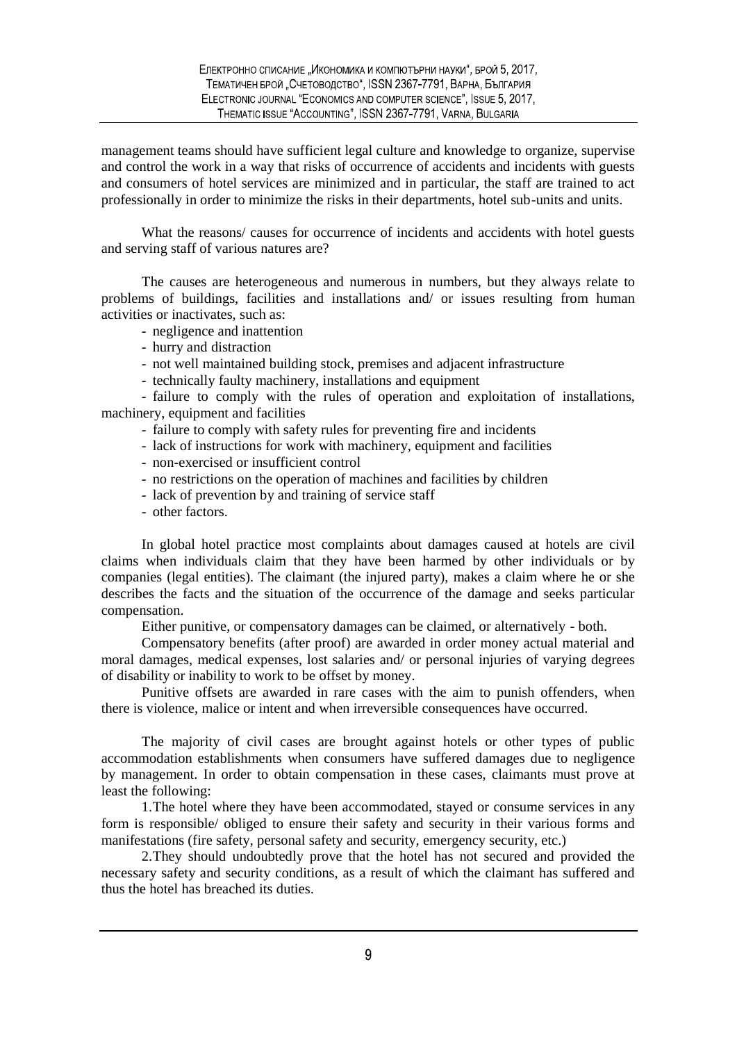management teams should have sufficient legal culture and knowledge to organize, supervise and control the work in a way that risks of occurrence of accidents and incidents with guests and consumers of hotel services are minimized and in particular, the staff are trained to act professionally in order to minimize the risks in their departments, hotel sub-units and units.

What the reasons/ causes for occurrence of incidents and accidents with hotel guests and serving staff of various natures are?

The causes are heterogeneous and numerous in numbers, but they always relate to problems of buildings, facilities and installations and/ or issues resulting from human activities or inactivates, such as:

- negligence and inattention
- hurry and distraction
- not well maintained building stock, premises and adjacent infrastructure
- technically faulty machinery, installations and equipment
- failure to comply with the rules of operation and exploitation of installations, machinery, equipment and facilities
- failure to comply with safety rules for preventing fire and incidents
- lack of instructions for work with machinery, equipment and facilities
- non-exercised or insufficient control
- no restrictions on the operation of machines and facilities by children
- lack of prevention by and training of service staff
- other factors.

In global hotel practice most complaints about damages caused at hotels are civil claims when individuals claim that they have been harmed by other individuals or by companies (legal entities). The claimant (the injured party), makes a claim where he or she describes the facts and the situation of the occurrence of the damage and seeks particular compensation.

Either punitive, or compensatory damages can be claimed, or alternatively - both.

Compensatory benefits (after proof) are awarded in order money actual material and moral damages, medical expenses, lost salaries and/ or personal injuries of varying degrees of disability or inability to work to be offset by money.

Punitive offsets are awarded in rare cases with the aim to punish offenders, when there is violence, malice or intent and when irreversible consequences have occurred.

The majority of civil cases are brought against hotels or other types of public accommodation establishments when consumers have suffered damages due to negligence by management. In order to obtain compensation in these cases, claimants must prove at least the following:

1.The hotel where they have been accommodated, stayed or consume services in any form is responsible/ obliged to ensure their safety and security in their various forms and manifestations (fire safety, personal safety and security, emergency security, etc.)

2.They should undoubtedly prove that the hotel has not secured and provided the necessary safety and security conditions, as a result of which the claimant has suffered and thus the hotel has breached its duties.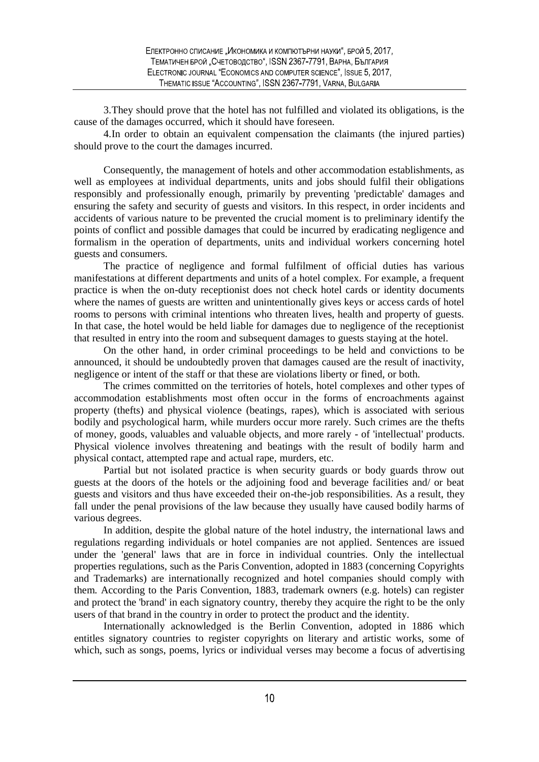3.They should prove that the hotel has not fulfilled and violated its obligations, is the cause of the damages occurred, which it should have foreseen.

4.In order to obtain an equivalent compensation the claimants (the injured parties) should prove to the court the damages incurred.

Consequently, the management of hotels and other accommodation establishments, as well as employees at individual departments, units and jobs should fulfil their obligations responsibly and professionally enough, primarily by preventing 'predictable' damages and ensuring the safety and security of guests and visitors. In this respect, in order incidents and accidents of various nature to be prevented the crucial moment is to preliminary identify the points of conflict and possible damages that could be incurred by eradicating negligence and formalism in the operation of departments, units and individual workers concerning hotel guests and consumers.

The practice of negligence and formal fulfilment of official duties has various manifestations at different departments and units of a hotel complex. For example, a frequent practice is when the on-duty receptionist does not check hotel cards or identity documents where the names of guests are written and unintentionally gives keys or access cards of hotel rooms to persons with criminal intentions who threaten lives, health and property of guests. In that case, the hotel would be held liable for damages due to negligence of the receptionist that resulted in entry into the room and subsequent damages to guests staying at the hotel.

On the other hand, in order criminal proceedings to be held and convictions to be announced, it should be undoubtedly proven that damages caused are the result of inactivity, negligence or intent of the staff or that these are violations liberty or fined, or both.

The crimes committed on the territories of hotels, hotel complexes and other types of accommodation establishments most often occur in the forms of encroachments against property (thefts) and physical violence (beatings, rapes), which is associated with serious bodily and psychological harm, while murders occur more rarely. Such crimes are the thefts of money, goods, valuables and valuable objects, and more rarely - of 'intellectual' products. Physical violence involves threatening and beatings with the result of bodily harm and physical contact, attempted rape and actual rape, murders, etc.

Partial but not isolated practice is when security guards or body guards throw out guests at the doors of the hotels or the adjoining food and beverage facilities and/ or beat guests and visitors and thus have exceeded their on-the-job responsibilities. As a result, they fall under the penal provisions of the law because they usually have caused bodily harms of various degrees.

In addition, despite the global nature of the hotel industry, the international laws and regulations regarding individuals or hotel companies are not applied. Sentences are issued under the 'general' laws that are in force in individual countries. Only the intellectual properties regulations, such as the Paris Convention, adopted in 1883 (concerning Copyrights and Trademarks) are internationally recognized and hotel companies should comply with them. According to the Paris Convention, 1883, trademark owners (e.g. hotels) can register and protect the 'brand' in each signatory country, thereby they acquire the right to be the only users of that brand in the country in order to protect the product and the identity.

Internationally acknowledged is the Berlin Convention, adopted in 1886 which entitles signatory countries to register copyrights on literary and artistic works, some of which, such as songs, poems, lyrics or individual verses may become a focus of advertising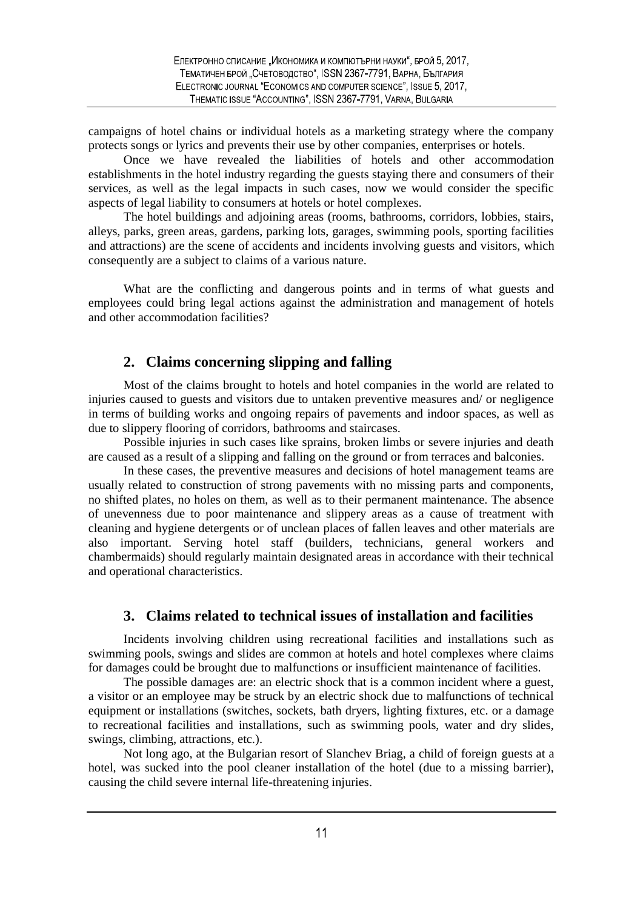campaigns of hotel chains or individual hotels as a marketing strategy where the company protects songs or lyrics and prevents their use by other companies, enterprises or hotels.

Once we have revealed the liabilities of hotels and other accommodation establishments in the hotel industry regarding the guests staying there and consumers of their services, as well as the legal impacts in such cases, now we would consider the specific aspects of legal liability to consumers at hotels or hotel complexes.

The hotel buildings and adjoining areas (rooms, bathrooms, corridors, lobbies, stairs, alleys, parks, green areas, gardens, parking lots, garages, swimming pools, sporting facilities and attractions) are the scene of accidents and incidents involving guests and visitors, which consequently are a subject to claims of a various nature.

What are the conflicting and dangerous points and in terms of what guests and employees could bring legal actions against the administration and management of hotels and other accommodation facilities?

## 2. Claims concerning slipping and falling

Most of the claims brought to hotels and hotel companies in the world are related to injuries caused to guests and visitors due to untaken preventive measures and/ or negligence in terms of building works and ongoing repairs of pavements and indoor spaces, as well as due to slippery flooring of corridors, bathrooms and staircases.

Possible injuries in such cases like sprains, broken limbs or severe injuries and death are caused as a result of a slipping and falling on the ground or from terraces and balconies.

In these cases, the preventive measures and decisions of hotel management teams are usually related to construction of strong pavements with no missing parts and components, no shifted plates, no holes on them, as well as to their permanent maintenance. The absence of unevenness due to poor maintenance and slippery areas as a cause of treatment with cleaning and hygiene detergents or of unclean places of fallen leaves and other materials are also important. Serving hotel staff (builders, technicians, general workers and chambermaids) should regularly maintain designated areas in accordance with their technical and operational characteristics.

## 3. Claims related to technical issues of installation and facilities

Incidents involving children using recreational facilities and installations such as swimming pools, swings and slides are common at hotels and hotel complexes where claims for damages could be brought due to malfunctions or insufficient maintenance of facilities.

The possible damages are: an electric shock that is a common incident where a guest, a visitor or an employee may be struck by an electric shock due to malfunctions of technical equipment or installations (switches, sockets, bath dryers, lighting fixtures, etc. or a damage to recreational facilities and installations, such as swimming pools, water and dry slides, swings, climbing, attractions, etc.).

Not long ago, at the Bulgarian resort of Slanchev Briag, a child of foreign guests at a hotel, was sucked into the pool cleaner installation of the hotel (due to a missing barrier), causing the child severe internal life-threatening injuries.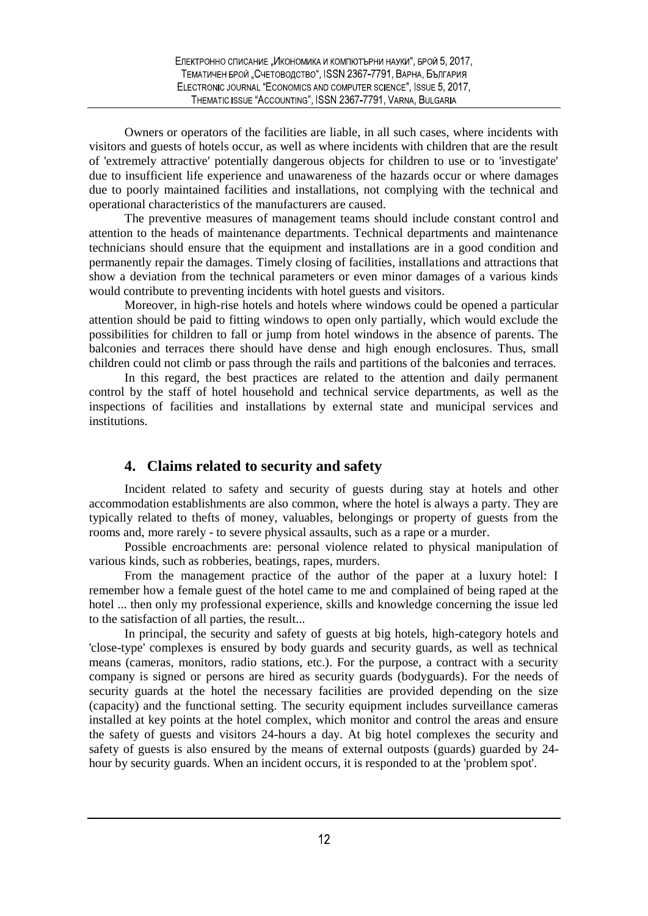Owners or operators of the facilities are liable, in all such cases, where incidents with visitors and guests of hotels occur, as well as where incidents with children that are the result of 'extremely attractive' potentially dangerous objects for children to use or to 'investigate' due to insufficient life experience and unawareness of the hazards occur or where damages due to poorly maintained facilities and installations, not complying with the technical and operational characteristics of the manufacturers are caused.

The preventive measures of management teams should include constant control and attention to the heads of maintenance departments. Technical departments and maintenance technicians should ensure that the equipment and installations are in a good condition and permanently repair the damages. Timely closing of facilities, installations and attractions that show a deviation from the technical parameters or even minor damages of a various kinds would contribute to preventing incidents with hotel guests and visitors.

Moreover, in high-rise hotels and hotels where windows could be opened a particular attention should be paid to fitting windows to open only partially, which would exclude the possibilities for children to fall or jump from hotel windows in the absence of parents. The balconies and terraces there should have dense and high enough enclosures. Thus, small children could not climb or pass through the rails and partitions of the balconies and terraces.

In this regard, the best practices are related to the attention and daily permanent control by the staff of hotel household and technical service departments, as well as the inspections of facilities and installations by external state and municipal services and institutions.

## 4. Claims related to security and safety

Incident related to safety and security of guests during stay at hotels and other accommodation establishments are also common, where the hotel is always a party. They are typically related to thefts of money, valuables, belongings or property of guests from the rooms and, more rarely - to severe physical assaults, such as a rape or a murder.

Possible encroachments are: personal violence related to physical manipulation of various kinds, such as robberies, beatings, rapes, murders.

From the management practice of the author of the paper at a luxury hotel: I remember how a female guest of the hotel came to me and complained of being raped at the hotel ... then only my professional experience, skills and knowledge concerning the issue led to the satisfaction of all parties, the result...

In principal, the security and safety of guests at big hotels, high-category hotels and 'close-type' complexes is ensured by body guards and security guards, as well as technical means (cameras, monitors, radio stations, etc.). For the purpose, a contract with a security company is signed or persons are hired as security guards (bodyguards). For the needs of security guards at the hotel the necessary facilities are provided depending on the size (capacity) and the functional setting. The security equipment includes surveillance cameras installed at key points at the hotel complex, which monitor and control the areas and ensure the safety of guests and visitors 24-hours a day. At big hotel complexes the security and safety of guests is also ensured by the means of external outposts (guards) guarded by 24-hour by security guards. When an incident occurs, it is responded to at the 'problem spot'.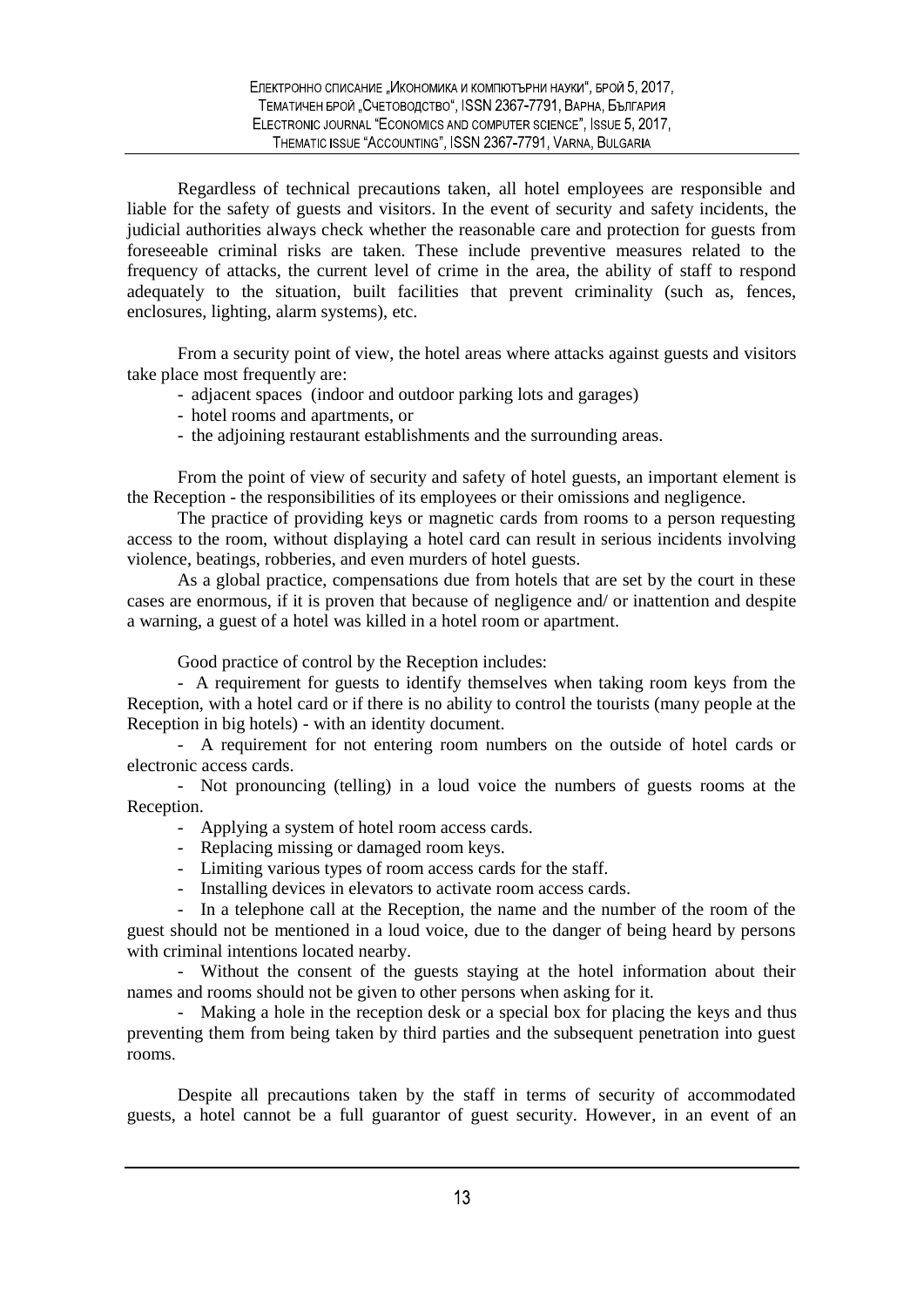Regardless of technical precautions taken, all hotel employees are responsible and liable for the safety of guests and visitors. In the event of security and safety incidents, the judicial authorities always check whether the reasonable care and protection for guests from foreseeable criminal risks are taken. These include preventive measures related to the frequency of attacks, the current level of crime in the area, the ability of staff to respond adequately to the situation, built facilities that prevent criminality (such as, fences, enclosures, lighting, alarm systems), etc.

From a security point of view, the hotel areas where attacks against guests and visitors take place most frequently are:

- adjacent spaces (indoor and outdoor parking lots and garages)
- hotel rooms and apartments, or
- the adjoining restaurant establishments and the surrounding areas.

From the point of view of security and safety of hotel guests, an important element is the Reception - the responsibilities of its employees or their omissions and negligence.

The practice of providing keys or magnetic cards from rooms to a person requesting access to the room, without displaying a hotel card can result in serious incidents involving violence, beatings, robberies, and even murders of hotel guests.

As a global practice, compensations due from hotels that are set by the court in these cases are enormous, if it is proven that because of negligence and/ or inattention and despite a warning, a guest of a hotel was killed in a hotel room or apartment.

Good practice of control by the Reception includes:

- A requirement for guests to identify themselves when taking room keys from the Reception, with a hotel card or if there is no ability to control the tourists (many people at the Reception in big hotels) - with an identity document.
- A requirement for not entering room numbers on the outside of hotel cards or electronic access cards.
- Not pronouncing (telling) in a loud voice the numbers of guests rooms at the Reception.
- Applying a system of hotel room access cards.
- Replacing missing or damaged room keys.
- Limiting various types of room access cards for the staff.
- Installing devices in elevators to activate room access cards.
- In a telephone call at the Reception, the name and the number of the room of the guest should not be mentioned in a loud voice, due to the danger of being heard by persons with criminal intentions located nearby.
- Without the consent of the guests staying at the hotel information about their names and rooms should not be given to other persons when asking for it.
- Making a hole in the reception desk or a special box for placing the keys and thus preventing them from being taken by third parties and the subsequent penetration into guest rooms.

Despite all precautions taken by the staff in terms of security of accommodated guests, a hotel cannot be a full guarantor of guest security. However, in an event of an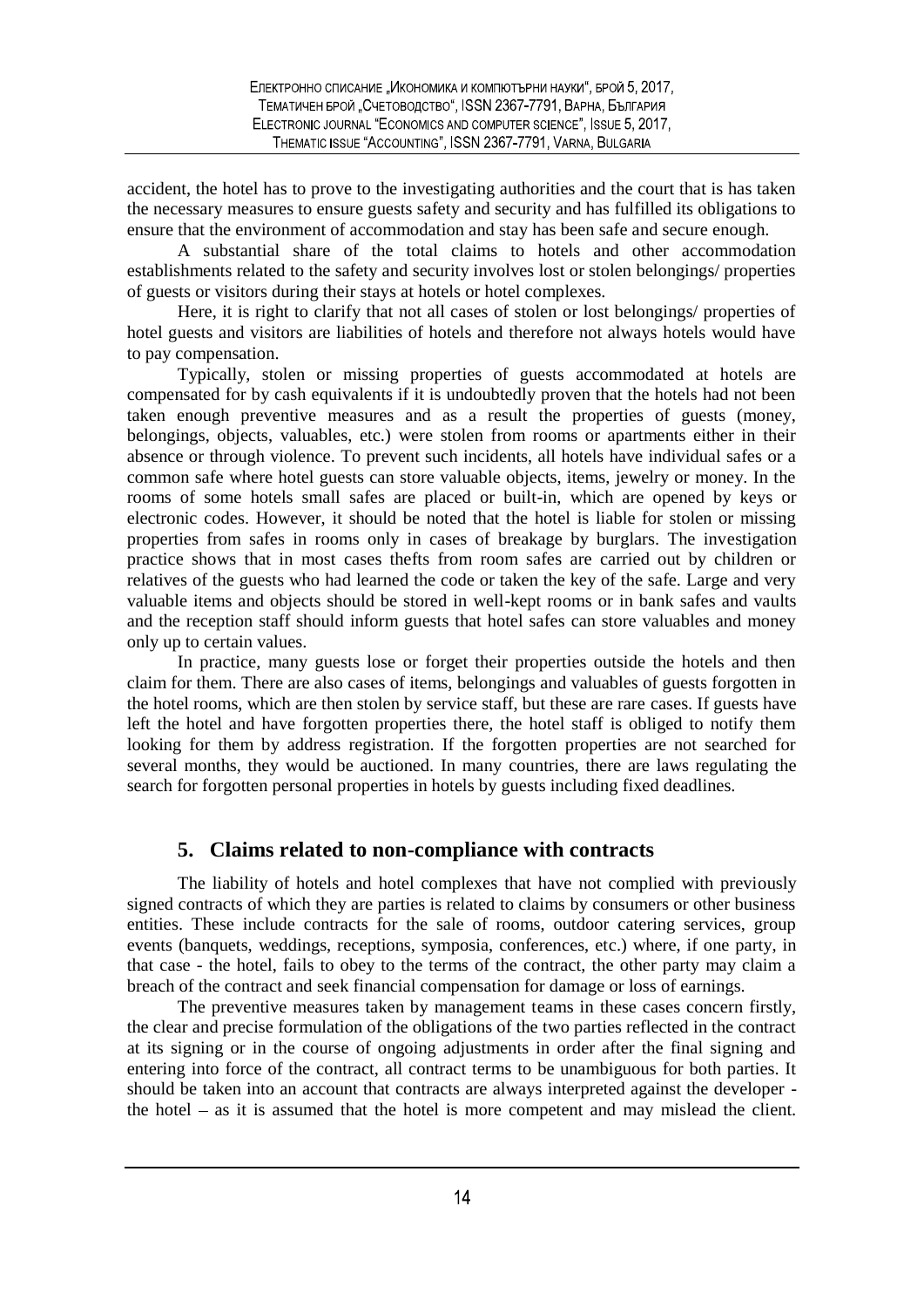accident, the hotel has to prove to the investigating authorities and the court that is has taken the necessary measures to ensure guests safety and security and has fulfilled its obligations to ensure that the environment of accommodation and stay has been safe and secure enough.

A substantial share of the total claims to hotels and other accommodation establishments related to the safety and security involves lost or stolen belongings/ properties of guests or visitors during their stays at hotels or hotel complexes.

Here, it is right to clarify that not all cases of stolen or lost belongings/ properties of hotel guests and visitors are liabilities of hotels and therefore not always hotels would have to pay compensation.

Typically, stolen or missing properties of guests accommodated at hotels are compensated for by cash equivalents if it is undoubtedly proven that the hotels had not been taken enough preventive measures and as a result the properties of guests (money, belongings, objects, valuables, etc.) were stolen from rooms or apartments either in their absence or through violence. To prevent such incidents, all hotels have individual safes or a common safe where hotel guests can store valuable objects, items, jewelry or money. In the rooms of some hotels small safes are placed or built-in, which are opened by keys or electronic codes. However, it should be noted that the hotel is liable for stolen or missing properties from safes in rooms only in cases of breakage by burglars. The investigation practice shows that in most cases thefts from room safes are carried out by children or relatives of the guests who had learned the code or taken the key of the safe. Large and very valuable items and objects should be stored in well-kept rooms or in bank safes and vaults and the reception staff should inform guests that hotel safes can store valuables and money only up to certain values.

In practice, many guests lose or forget their properties outside the hotels and then claim for them. There are also cases of items, belongings and valuables of guests forgotten in the hotel rooms, which are then stolen by service staff, but these are rare cases. If guests have left the hotel and have forgotten properties there, the hotel staff is obliged to notify them looking for them by address registration. If the forgotten properties are not searched for several months, they would be auctioned. In many countries, there are laws regulating the search for forgotten personal properties in hotels by guests including fixed deadlines.

## 5. Claims related to non-compliance with contracts

The liability of hotels and hotel complexes that have not complied with previously signed contracts of which they are parties is related to claims by consumers or other business entities. These include contracts for the sale of rooms, outdoor catering services, group events (banquets, weddings, receptions, symposia, conferences, etc.) where, if one party, in that case - the hotel, fails to obey to the terms of the contract, the other party may claim a breach of the contract and seek financial compensation for damage or loss of earnings.

The preventive measures taken by management teams in these cases concern firstly, the clear and precise formulation of the obligations of the two parties reflected in the contract at its signing or in the course of ongoing adjustments in order after the final signing and entering into force of the contract, all contract terms to be unambiguous for both parties. It should be taken into an account that contracts are always interpreted against the developer - the hotel – as it is assumed that the hotel is more competent and may mislead the client.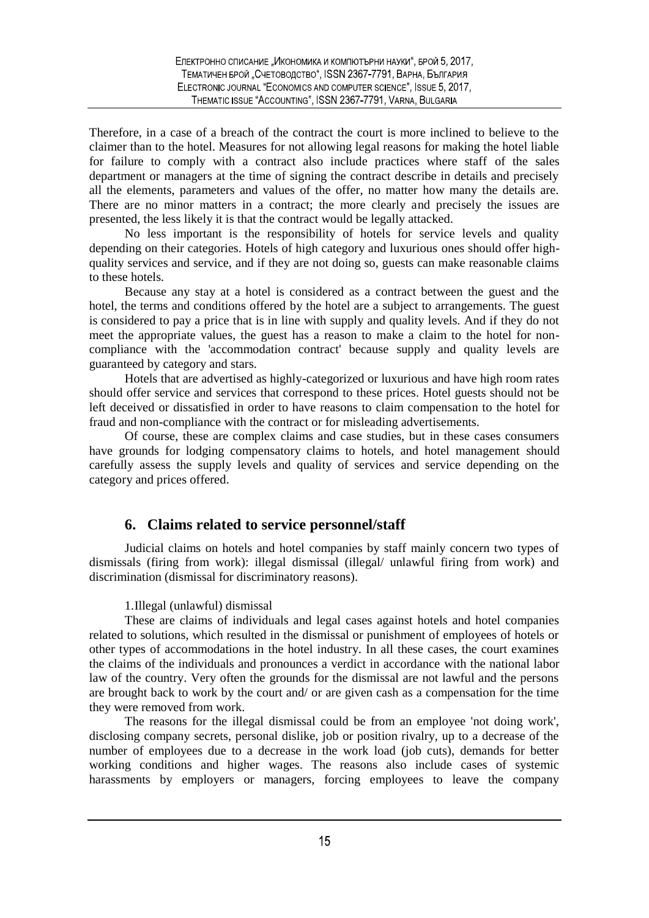Therefore, in a case of a breach of the contract the court is more inclined to believe to the claimer than to the hotel. Measures for not allowing legal reasons for making the hotel liable for failure to comply with a contract also include practices where staff of the sales department or managers at the time of signing the contract describe in details and precisely all the elements, parameters and values of the offer, no matter how many the details are. There are no minor matters in a contract; the more clearly and precisely the issues are presented, the less likely it is that the contract would be legally attacked.

No less important is the responsibility of hotels for service levels and quality depending on their categories. Hotels of high category and luxurious ones should offer high-quality services and service, and if they are not doing so, guests can make reasonable claims to these hotels.

Because any stay at a hotel is considered as a contract between the guest and the hotel, the terms and conditions offered by the hotel are a subject to arrangements. The guest is considered to pay a price that is in line with supply and quality levels. And if they do not meet the appropriate values, the guest has a reason to make a claim to the hotel for non-compliance with the 'accommodation contract' because supply and quality levels are guaranteed by category and stars.

Hotels that are advertised as highly-categorized or luxurious and have high room rates should offer service and services that correspond to these prices. Hotel guests should not be left deceived or dissatisfied in order to have reasons to claim compensation to the hotel for fraud and non-compliance with the contract or for misleading advertisements.

Of course, these are complex claims and case studies, but in these cases consumers have grounds for lodging compensatory claims to hotels, and hotel management should carefully assess the supply levels and quality of services and service depending on the category and prices offered.

## 6. Claims related to service personnel/staff

Judicial claims on hotels and hotel companies by staff mainly concern two types of dismissals (firing from work): illegal dismissal (illegal/ unlawful firing from work) and discrimination (dismissal for discriminatory reasons).

1.Illegal (unlawful) dismissal

These are claims of individuals and legal cases against hotels and hotel companies related to solutions, which resulted in the dismissal or punishment of employees of hotels or other types of accommodations in the hotel industry. In all these cases, the court examines the claims of the individuals and pronounces a verdict in accordance with the national labor law of the country. Very often the grounds for the dismissal are not lawful and the persons are brought back to work by the court and/ or are given cash as a compensation for the time they were removed from work.

The reasons for the illegal dismissal could be from an employee 'not doing work', disclosing company secrets, personal dislike, job or position rivalry, up to a decrease of the number of employees due to a decrease in the work load (job cuts), demands for better working conditions and higher wages. The reasons also include cases of systemic harassments by employers or managers, forcing employees to leave the company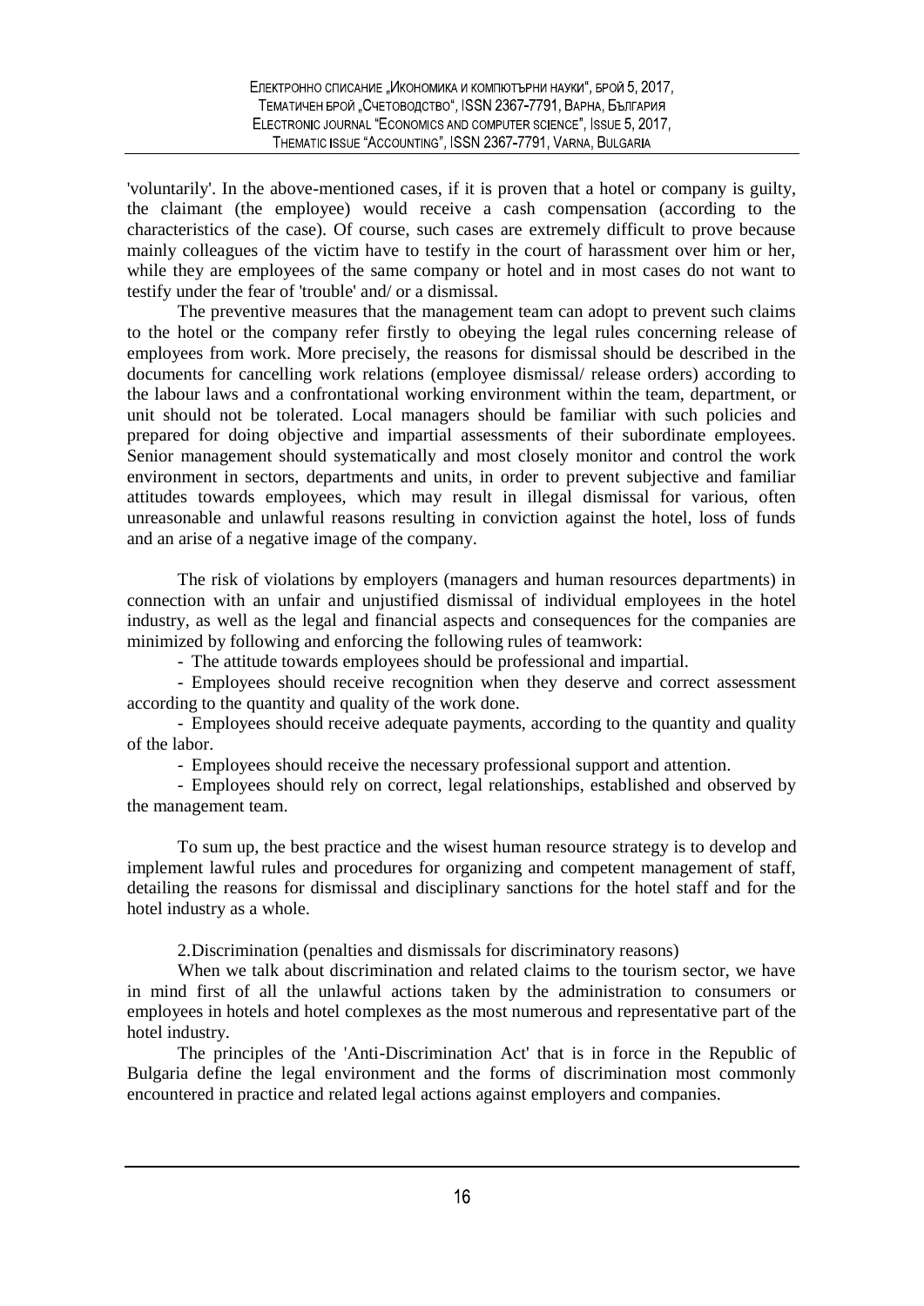'voluntarily'. In the above-mentioned cases, if it is proven that a hotel or company is guilty, the claimant (the employee) would receive a cash compensation (according to the characteristics of the case). Of course, such cases are extremely difficult to prove because mainly colleagues of the victim have to testify in the court of harassment over him or her, while they are employees of the same company or hotel and in most cases do not want to testify under the fear of 'trouble' and/ or a dismissal.

The preventive measures that the management team can adopt to prevent such claims to the hotel or the company refer firstly to obeying the legal rules concerning release of employees from work. More precisely, the reasons for dismissal should be described in the documents for cancelling work relations (employee dismissal/ release orders) according to the labour laws and a confrontational working environment within the team, department, or unit should not be tolerated. Local managers should be familiar with such policies and prepared for doing objective and impartial assessments of their subordinate employees. Senior management should systematically and most closely monitor and control the work environment in sectors, departments and units, in order to prevent subjective and familiar attitudes towards employees, which may result in illegal dismissal for various, often unreasonable and unlawful reasons resulting in conviction against the hotel, loss of funds and an arise of a negative image of the company.

The risk of violations by employers (managers and human resources departments) in connection with an unfair and unjustified dismissal of individual employees in the hotel industry, as well as the legal and financial aspects and consequences for the companies are minimized by following and enforcing the following rules of teamwork:

- The attitude towards employees should be professional and impartial.
- Employees should receive recognition when they deserve and correct assessment according to the quantity and quality of the work done.
- Employees should receive adequate payments, according to the quantity and quality of the labor.
- Employees should receive the necessary professional support and attention.
- Employees should rely on correct, legal relationships, established and observed by the management team.

To sum up, the best practice and the wisest human resource strategy is to develop and implement lawful rules and procedures for organizing and competent management of staff, detailing the reasons for dismissal and disciplinary sanctions for the hotel staff and for the hotel industry as a whole.

2.Discrimination (penalties and dismissals for discriminatory reasons)

When we talk about discrimination and related claims to the tourism sector, we have in mind first of all the unlawful actions taken by the administration to consumers or employees in hotels and hotel complexes as the most numerous and representative part of the hotel industry.

The principles of the 'Anti-Discrimination Act' that is in force in the Republic of Bulgaria define the legal environment and the forms of discrimination most commonly encountered in practice and related legal actions against employers and companies.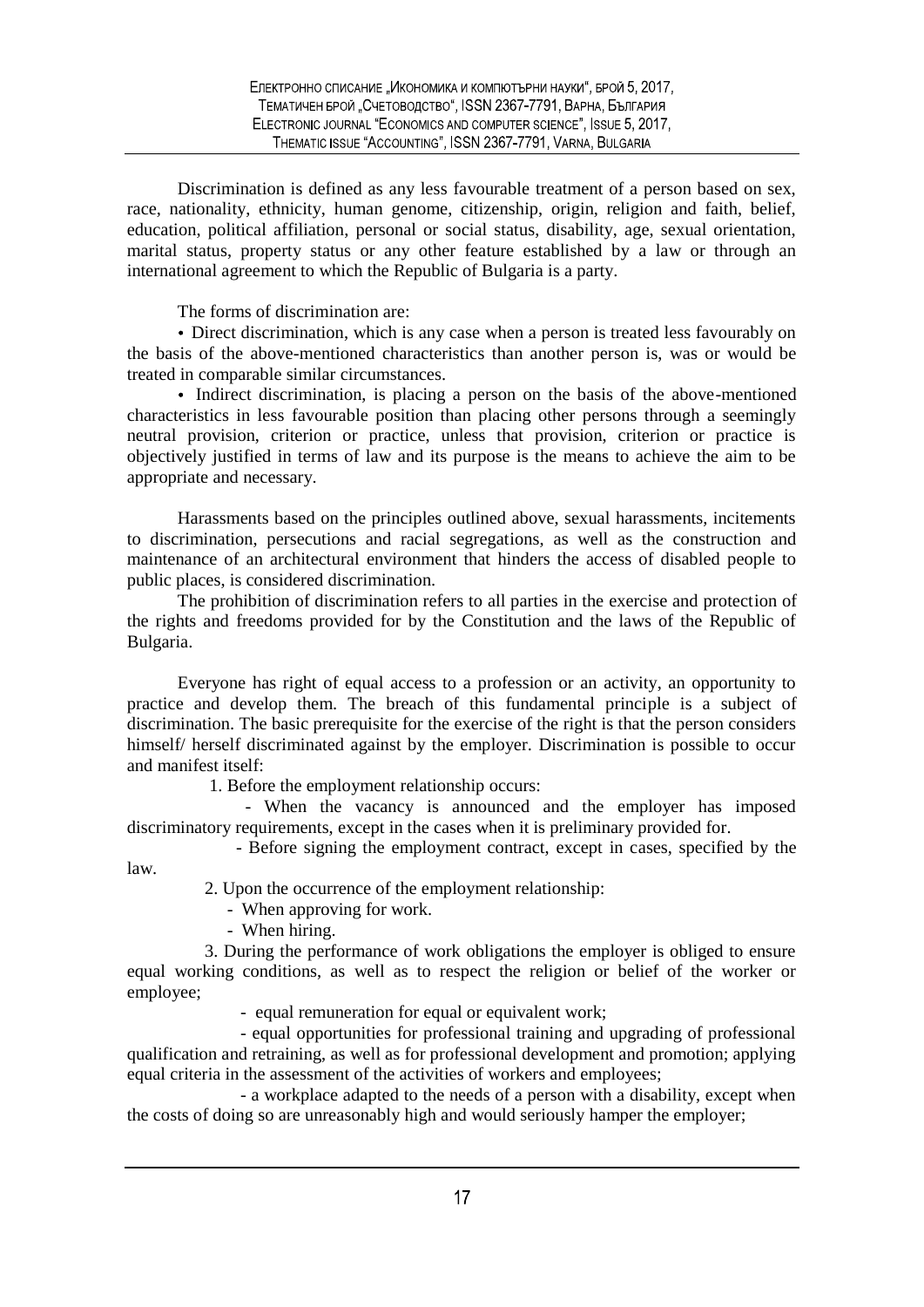Discrimination is defined as any less favourable treatment of a person based on sex, race, nationality, ethnicity, human genome, citizenship, origin, religion and faith, belief, education, political affiliation, personal or social status, disability, age, sexual orientation, marital status, property status or any other feature established by a law or through an international agreement to which the Republic of Bulgaria is a party.

The forms of discrimination are:

- Direct discrimination, which is any case when a person is treated less favourably on the basis of the above-mentioned characteristics than another person is, was or would be treated in comparable similar circumstances.
- Indirect discrimination, is placing a person on the basis of the above-mentioned characteristics in less favourable position than placing other persons through a seemingly neutral provision, criterion or practice, unless that provision, criterion or practice is objectively justified in terms of law and its purpose is the means to achieve the aim to be appropriate and necessary.

Harassments based on the principles outlined above, sexual harassments, incitements to discrimination, persecutions and racial segregations, as well as the construction and maintenance of an architectural environment that hinders the access of disabled people to public places, is considered discrimination.

The prohibition of discrimination refers to all parties in the exercise and protection of the rights and freedoms provided for by the Constitution and the laws of the Republic of Bulgaria.

Everyone has right of equal access to a profession or an activity, an opportunity to practice and develop them. The breach of this fundamental principle is a subject of discrimination. The basic prerequisite for the exercise of the right is that the person considers himself/ herself discriminated against by the employer. Discrimination is possible to occur and manifest itself:

1. Before the employment relationship occurs:
   - When the vacancy is announced and the employer has imposed discriminatory requirements, except in the cases when it is preliminary provided for.
   - Before signing the employment contract, except in cases, specified by the law.
2. Upon the occurrence of the employment relationship:
   - When approving for work.
   - When hiring.
3. During the performance of work obligations the employer is obliged to ensure equal working conditions, as well as to respect the religion or belief of the worker or employee;
   - equal remuneration for equal or equivalent work;
   - equal opportunities for professional training and upgrading of professional qualification and retraining, as well as for professional development and promotion; applying equal criteria in the assessment of the activities of workers and employees;
   - a workplace adapted to the needs of a person with a disability, except when the costs of doing so are unreasonably high and would seriously hamper the employer;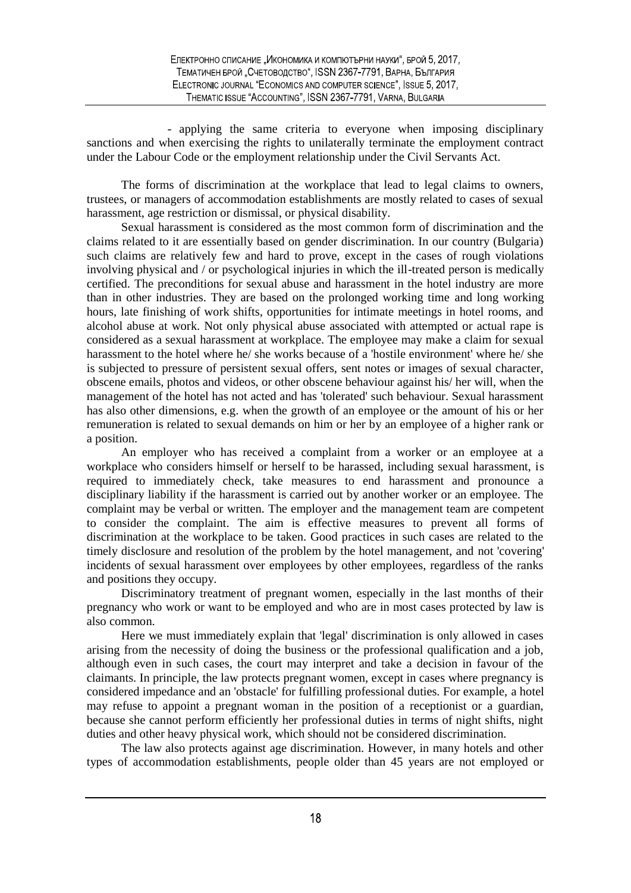- applying the same criteria to everyone when imposing disciplinary sanctions and when exercising the rights to unilaterally terminate the employment contract under the Labour Code or the employment relationship under the Civil Servants Act.

The forms of discrimination at the workplace that lead to legal claims to owners, trustees, or managers of accommodation establishments are mostly related to cases of sexual harassment, age restriction or dismissal, or physical disability.

Sexual harassment is considered as the most common form of discrimination and the claims related to it are essentially based on gender discrimination. In our country (Bulgaria) such claims are relatively few and hard to prove, except in the cases of rough violations involving physical and / or psychological injuries in which the ill-treated person is medically certified. The preconditions for sexual abuse and harassment in the hotel industry are more than in other industries. They are based on the prolonged working time and long working hours, late finishing of work shifts, opportunities for intimate meetings in hotel rooms, and alcohol abuse at work. Not only physical abuse associated with attempted or actual rape is considered as a sexual harassment at workplace. The employee may make a claim for sexual harassment to the hotel where he/ she works because of a 'hostile environment' where he/ she is subjected to pressure of persistent sexual offers, sent notes or images of sexual character, obscene emails, photos and videos, or other obscene behaviour against his/ her will, when the management of the hotel has not acted and has 'tolerated' such behaviour. Sexual harassment has also other dimensions, e.g. when the growth of an employee or the amount of his or her remuneration is related to sexual demands on him or her by an employee of a higher rank or a position.

An employer who has received a complaint from a worker or an employee at a workplace who considers himself or herself to be harassed, including sexual harassment, is required to immediately check, take measures to end harassment and pronounce a disciplinary liability if the harassment is carried out by another worker or an employee. The complaint may be verbal or written. The employer and the management team are competent to consider the complaint. The aim is effective measures to prevent all forms of discrimination at the workplace to be taken. Good practices in such cases are related to the timely disclosure and resolution of the problem by the hotel management, and not 'covering' incidents of sexual harassment over employees by other employees, regardless of the ranks and positions they occupy.

Discriminatory treatment of pregnant women, especially in the last months of their pregnancy who work or want to be employed and who are in most cases protected by law is also common.

Here we must immediately explain that 'legal' discrimination is only allowed in cases arising from the necessity of doing the business or the professional qualification and a job, although even in such cases, the court may interpret and take a decision in favour of the claimants. In principle, the law protects pregnant women, except in cases where pregnancy is considered impedance and an 'obstacle' for fulfilling professional duties. For example, a hotel may refuse to appoint a pregnant woman in the position of a receptionist or a guardian, because she cannot perform efficiently her professional duties in terms of night shifts, night duties and other heavy physical work, which should not be considered discrimination.

The law also protects against age discrimination. However, in many hotels and other types of accommodation establishments, people older than 45 years are not employed or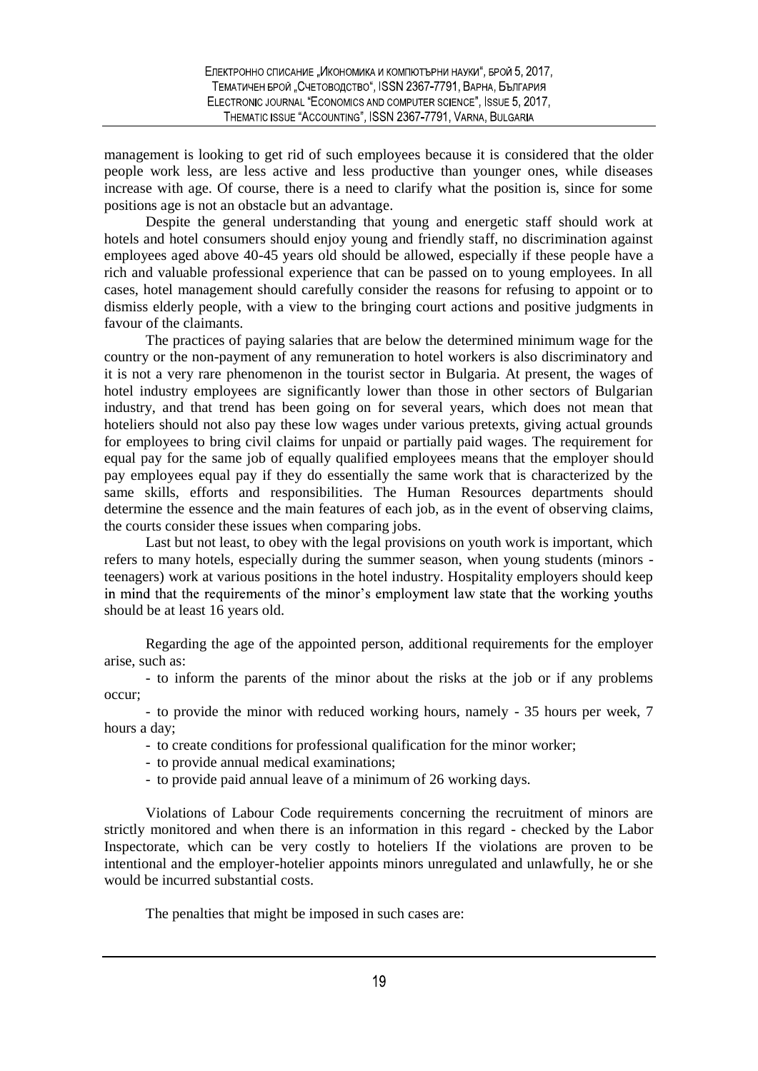management is looking to get rid of such employees because it is considered that the older people work less, are less active and less productive than younger ones, while diseases increase with age. Of course, there is a need to clarify what the position is, since for some positions age is not an obstacle but an advantage.

Despite the general understanding that young and energetic staff should work at hotels and hotel consumers should enjoy young and friendly staff, no discrimination against employees aged above 40-45 years old should be allowed, especially if these people have a rich and valuable professional experience that can be passed on to young employees. In all cases, hotel management should carefully consider the reasons for refusing to appoint or to dismiss elderly people, with a view to the bringing court actions and positive judgments in favour of the claimants.

The practices of paying salaries that are below the determined minimum wage for the country or the non-payment of any remuneration to hotel workers is also discriminatory and it is not a very rare phenomenon in the tourist sector in Bulgaria. At present, the wages of hotel industry employees are significantly lower than those in other sectors of Bulgarian industry, and that trend has been going on for several years, which does not mean that hoteliers should not also pay these low wages under various pretexts, giving actual grounds for employees to bring civil claims for unpaid or partially paid wages. The requirement for equal pay for the same job of equally qualified employees means that the employer should pay employees equal pay if they do essentially the same work that is characterized by the same skills, efforts and responsibilities. The Human Resources departments should determine the essence and the main features of each job, as in the event of observing claims, the courts consider these issues when comparing jobs.

Last but not least, to obey with the legal provisions on youth work is important, which refers to many hotels, especially during the summer season, when young students (minors - teenagers) work at various positions in the hotel industry. Hospitality employers should keep in mind that the requirements of the minor's employment law state that the working youths should be at least 16 years old.

Regarding the age of the appointed person, additional requirements for the employer arise, such as:

- to inform the parents of the minor about the risks at the job or if any problems occur;
- to provide the minor with reduced working hours, namely - 35 hours per week, 7 hours a day;
- to create conditions for professional qualification for the minor worker;
- to provide annual medical examinations;
- to provide paid annual leave of a minimum of 26 working days.

Violations of Labour Code requirements concerning the recruitment of minors are strictly monitored and when there is an information in this regard - checked by the Labor Inspectorate, which can be very costly to hoteliers If the violations are proven to be intentional and the employer-hotelier appoints minors unregulated and unlawfully, he or she would be incurred substantial costs.

The penalties that might be imposed in such cases are: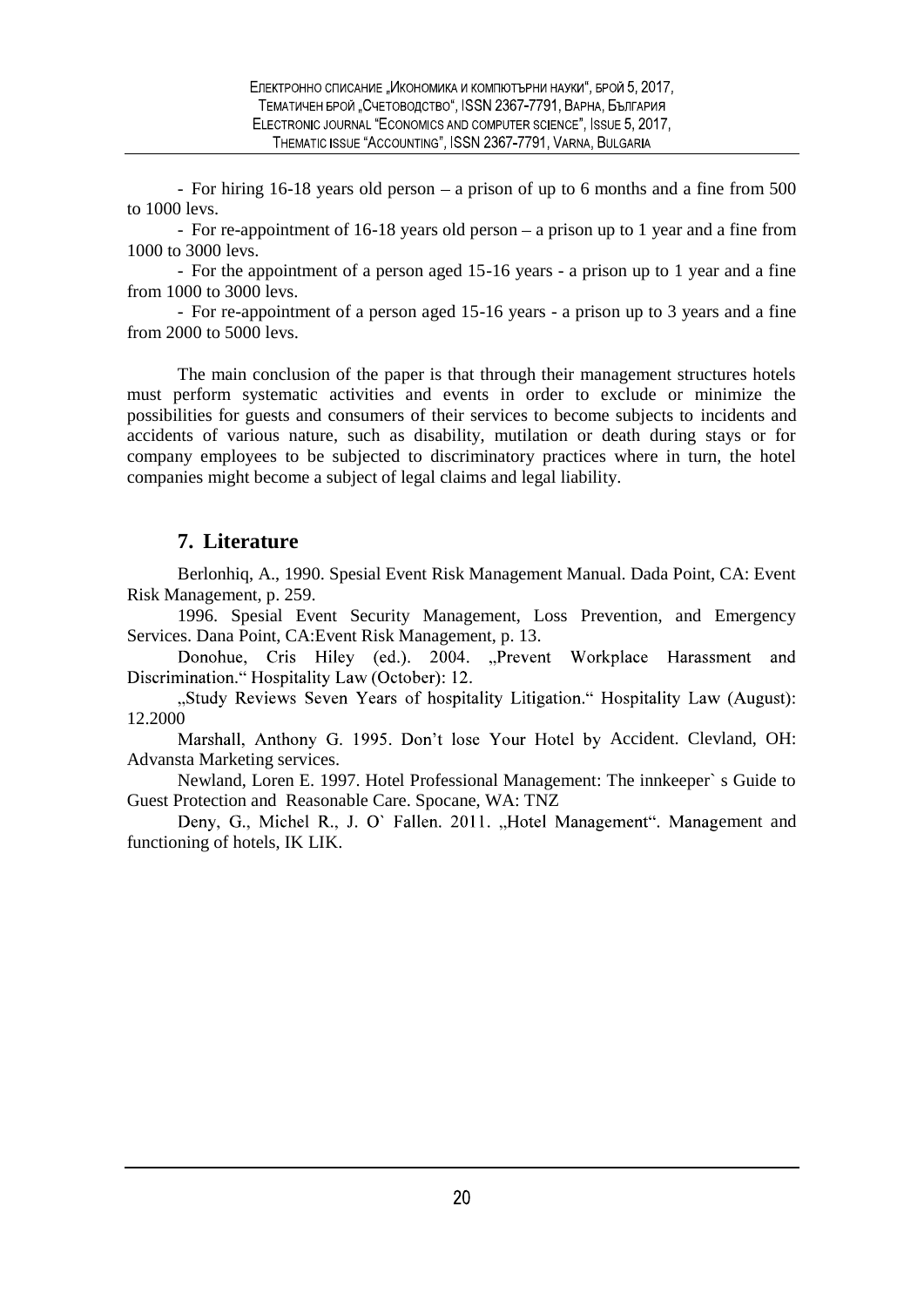- For hiring 16-18 years old person – a prison of up to 6 months and a fine from 500 to 1000 levs.

- For re-appointment of 16-18 years old person – a prison up to 1 year and a fine from 1000 to 3000 levs.

- For the appointment of a person aged 15-16 years - a prison up to 1 year and a fine from 1000 to 3000 levs.

- For re-appointment of a person aged 15-16 years - a prison up to 3 years and a fine from 2000 to 5000 levs.

The main conclusion of the paper is that through their management structures hotels must perform systematic activities and events in order to exclude or minimize the possibilities for guests and consumers of their services to become subjects to incidents and accidents of various nature, such as disability, mutilation or death during stays or for company employees to be subjected to discriminatory practices where in turn, the hotel companies might become a subject of legal claims and legal liability.

## 7. Literature

Berlonhiq, A., 1990. Spesial Event Risk Management Manual. Dada Point, CA: Event Risk Management, p. 259.

1996. Spesial Event Security Management, Loss Prevention, and Emergency Services. Dana Point, CA:Event Risk Management, p. 13.

Donohue, Cris Hiley (ed.). 2004. „Prevent Workplace Harassment and Discrimination." Hospitality Law (October): 12.

„Study Reviews Seven Years of hospitality Litigation." Hospitality Law (August): 12.2000

Marshall, Anthony G. 1995. Don't lose Your Hotel by Accident. Clevland, OH: Advansta Marketing services.

Newland, Loren E. 1997. Hotel Professional Management: The innkeeper` s Guide to Guest Protection and Reasonable Care. Spocane, WA: TNZ

Deny, G., Michel R., J. O` Fallen. 2011. „Hotel Management". Management and functioning of hotels, IK LIK.